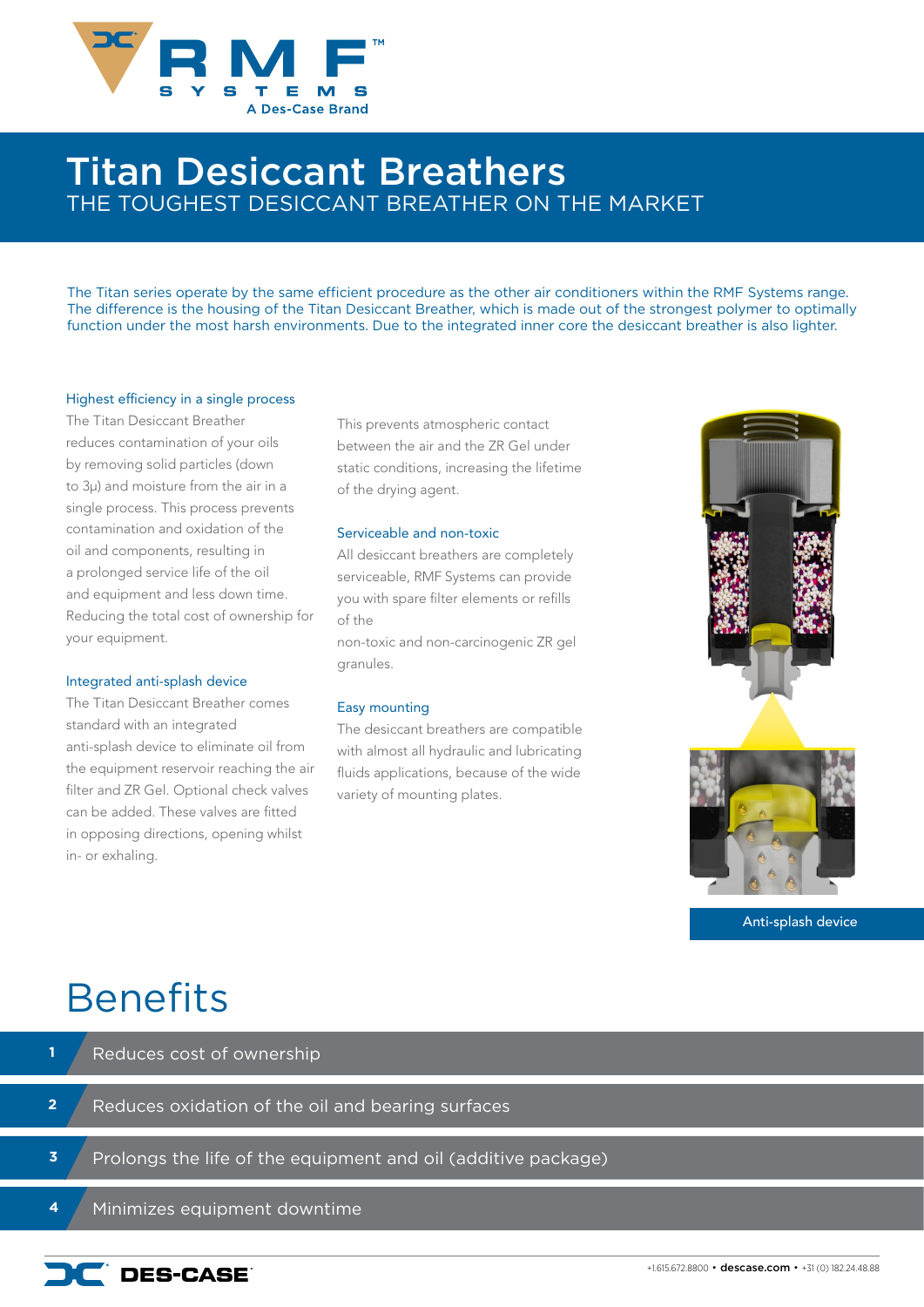# Titan Desiccant Breathers

## THE TOUGHEST DESICCANT BREATHER ON THE MARKET

The Titan series operate by the same efficient procedure as the other air conditioners within the RMF Systems range. The difference is the housing of the Titan Desiccant Breather, which is made out of the strongest polymer to optimally function under the most harsh environments. Due to the integrated inner core the desiccant breather is also lighter.

### Highest efficiency in a single process

The Titan Desiccant Breather reduces contamination of your oils by removing solid particles (down to 3μ) and moisture from the air in a single process. This process prevents contamination and oxidation of the oil and components, resulting in a prolonged service life of the oil and equipment and less down time. Reducing the total cost of ownership for your equipment.

### Integrated anti-splash device

The Titan Desiccant Breather comes standard with an integrated anti-splash device to eliminate oil from the equipment reservoir reaching the air filter and ZR Gel. Optional check valves can be added. These valves are fitted in opposing directions, opening whilst in- or exhaling. This prevents atmospheric contact between the air and the ZR Gel under static conditions, increasing the lifetime of the drying agent.

### Serviceable and non-toxic

All desiccant breathers are completely serviceable, RMF Systems can provide you with spare filter elements or refills of the non-toxic and non-carcinogenic ZR gel granules.

### Easy mounting

The desiccant breathers are compatible with almost all hydraulic and lubricating fluids applications, because of the wide variety of mounting plates.

Anti-splash device

# Benefits

1. Reduces cost of ownership
2. Reduces oxidation of the oil and bearing surfaces
3. Prolongs the life of the equipment and oil (additive package)
4. Minimizes equipment downtime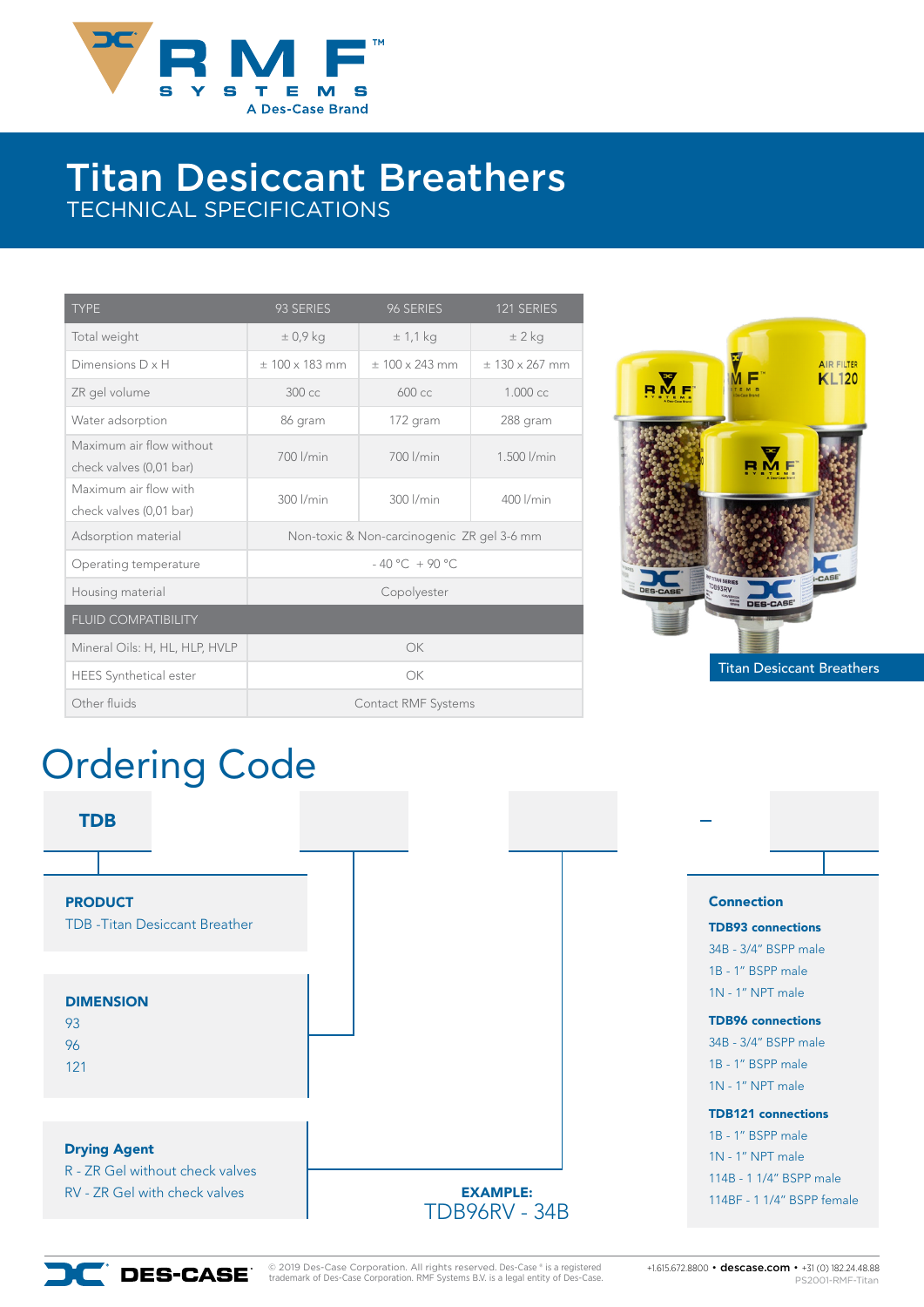# Titan Desiccant Breathers

TECHNICAL SPECIFICATIONS

| TYPE | 93 SERIES | 96 SERIES | 121 SERIES |
|---|---|---|---|
| Total weight | ± 0,9 kg | ± 1,1 kg | ± 2 kg |
| Dimensions D x H | ± 100 x 183 mm | ± 100 x 243 mm | ± 130 x 267 mm |
| ZR gel volume | 300 cc | 600 cc | 1.000 cc |
| Water adsorption | 86 gram | 172 gram | 288 gram |
| Maximum air flow without check valves (0,01 bar) | 700 l/min | 700 l/min | 1.500 l/min |
| Maximum air flow with check valves (0,01 bar) | 300 l/min | 300 l/min | 400 l/min |
| Adsorption material | Non-toxic & Non-carcinogenic ZR gel 3-6 mm | | |
| Operating temperature | - 40 °C + 90 °C | | |
| Housing material | Copolyester | | |
| FLUID COMPATIBILITY | | | |
| Mineral Oils: H, HL, HLP, HVLP | OK | | |
| HEES Synthetical ester | OK | | |
| Other fluids | Contact RMF Systems | | |

Titan Desiccant Breathers

## Ordering Code

TDB | | | – |

**PRODUCT**
TDB -Titan Desiccant Breather

**DIMENSION**
93
96
121

**Drying Agent**
R - ZR Gel without check valves
RV - ZR Gel with check valves

**EXAMPLE:**
TDB96RV - 34B

**Connection**

**TDB93 connections**
34B - 3/4" BSPP male
1B - 1" BSPP male
1N - 1" NPT male

**TDB96 connections**
34B - 3/4" BSPP male
1B - 1" BSPP male
1N - 1" NPT male

**TDB121 connections**
1B - 1" BSPP male
1N - 1" NPT male
114B - 1 1/4" BSPP male
114BF - 1 1/4" BSPP female

© 2019 Des-Case Corporation. All rights reserved. Des-Case ® is a registered trademark of Des-Case Corporation. RMF Systems B.V. is a legal entity of Des-Case.

+1.615.672.8800 • descase.com • +31 (0) 182.24.48.88
PS2001-RMF-Titan